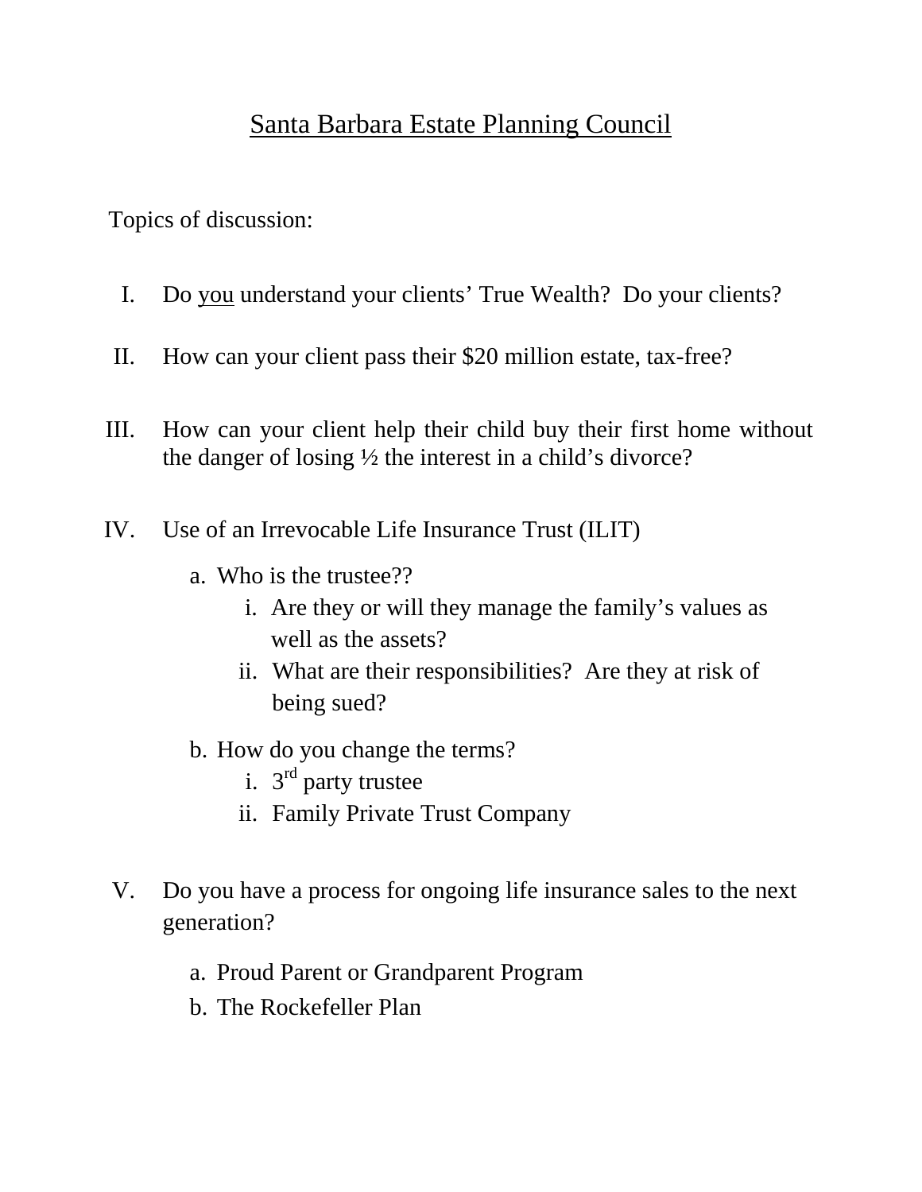# Santa Barbara Estate Planning Council

Topics of discussion:

I. Do you understand your clients' True Wealth? Do your clients?

II. How can your client pass their $20 million estate, tax-free?

III. How can your client help their child buy their first home without the danger of losing ½ the interest in a child's divorce?

IV. Use of an Irrevocable Life Insurance Trust (ILIT)

   a. Who is the trustee??
      i. Are they or will they manage the family's values as well as the assets?
      ii. What are their responsibilities? Are they at risk of being sued?

   b. How do you change the terms?
      i. 3rd party trustee
      ii. Family Private Trust Company

V. Do you have a process for ongoing life insurance sales to the next generation?

   a. Proud Parent or Grandparent Program
   b. The Rockefeller Plan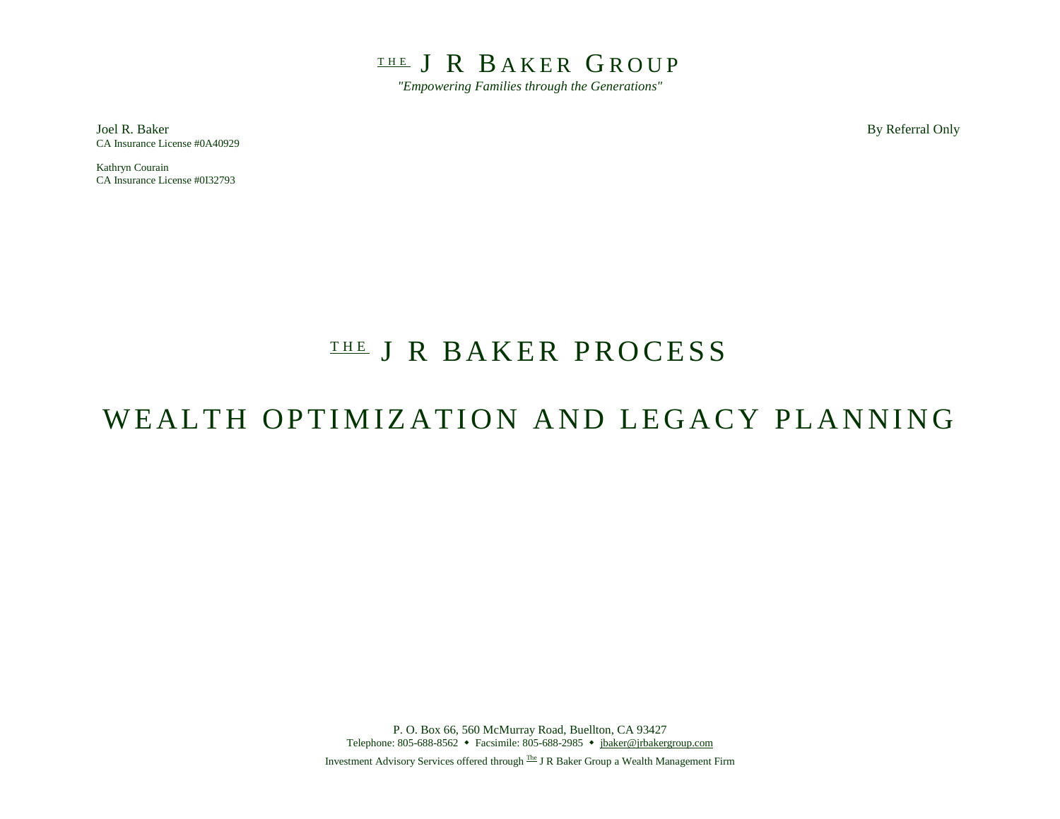# THE J R BAKER GROUP

*"Empowering Families through the Generations"*

Joel R. Baker
CA Insurance License #0A40929

Kathryn Courain
CA Insurance License #0I32793

By Referral Only

# THE J R BAKER PROCESS

# WEALTH OPTIMIZATION AND LEGACY PLANNING

P. O. Box 66, 560 McMurray Road, Buellton, CA 93427
Telephone: 805-688-8562 • Facsimile: 805-688-2985 • jbaker@jrbakergroup.com

Investment Advisory Services offered through The J R Baker Group a Wealth Management Firm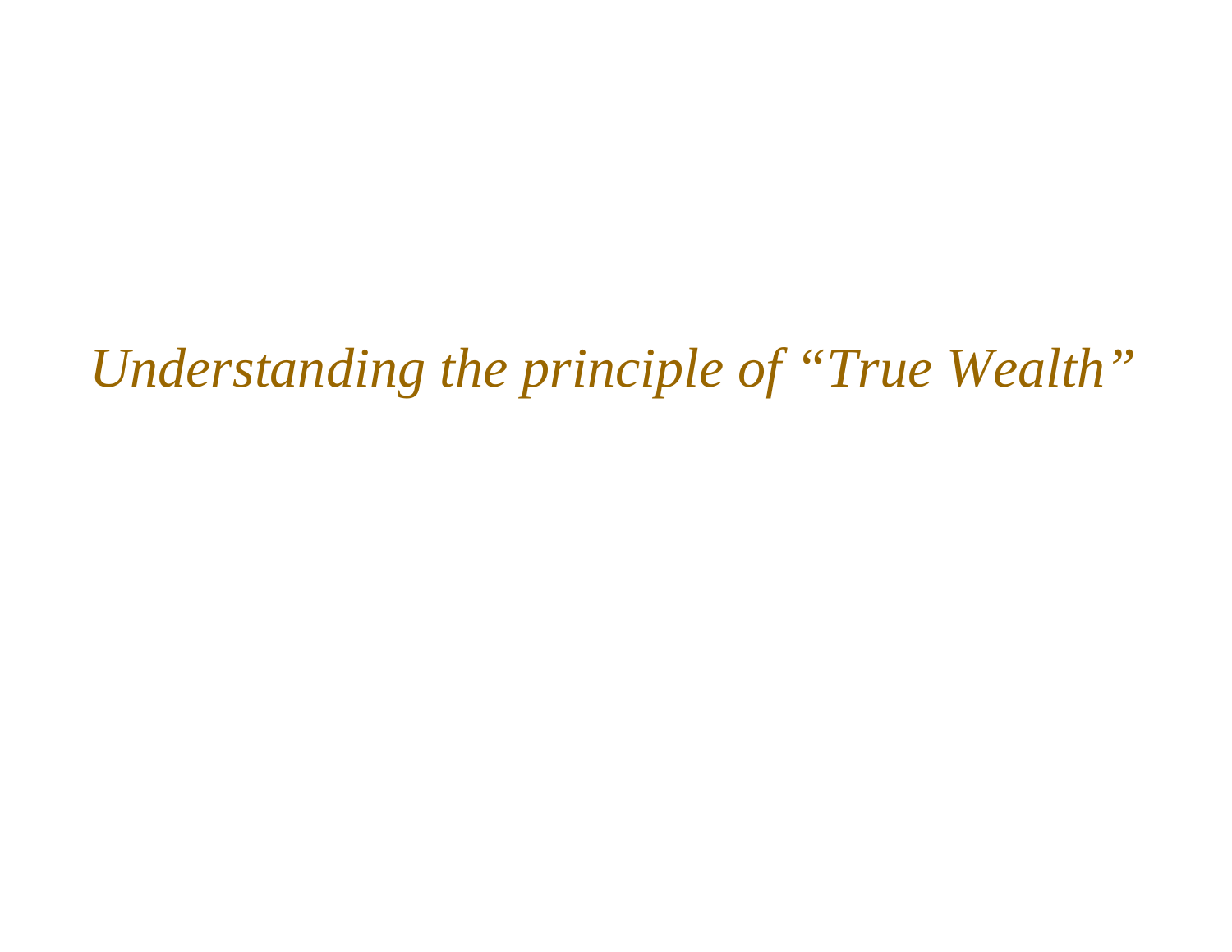*Understanding the principle of “True Wealth”*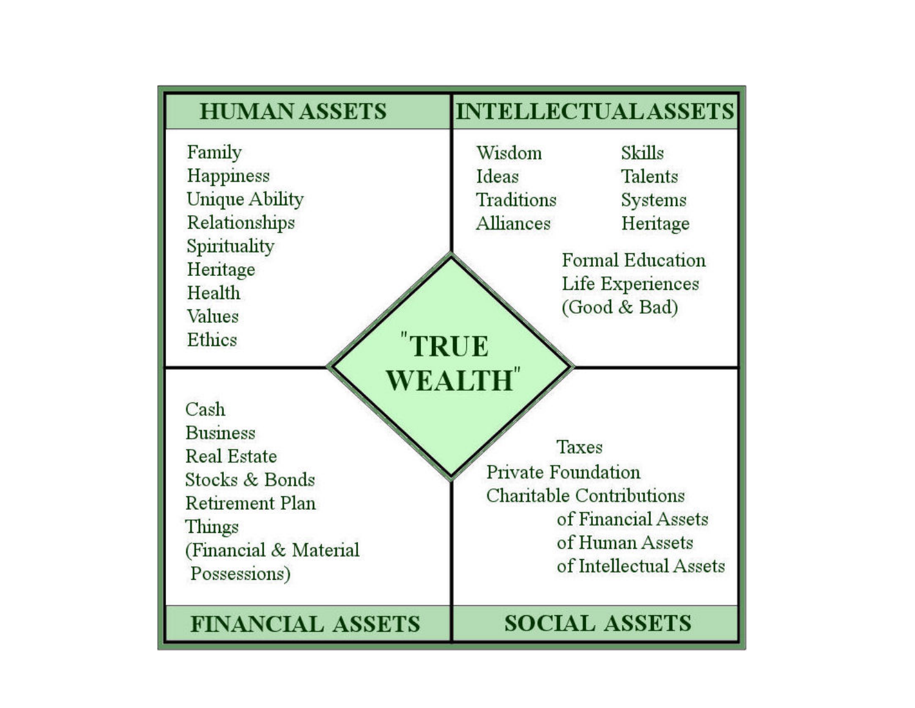# "TRUE WEALTH"

## HUMAN ASSETS

- Family
- Happiness
- Unique Ability
- Relationships
- Spirituality
- Heritage
- Health
- Values
- Ethics

## INTELLECTUAL ASSETS

- Wisdom
- Ideas
- Traditions
- Alliances
- Skills
- Talents
- Systems
- Heritage
- Formal Education
- Life Experiences (Good & Bad)

## FINANCIAL ASSETS

- Cash
- Business
- Real Estate
- Stocks & Bonds
- Retirement Plan
- Things (Financial & Material Possessions)

## SOCIAL ASSETS

- Taxes
- Private Foundation
- Charitable Contributions
  - of Financial Assets
  - of Human Assets
  - of Intellectual Assets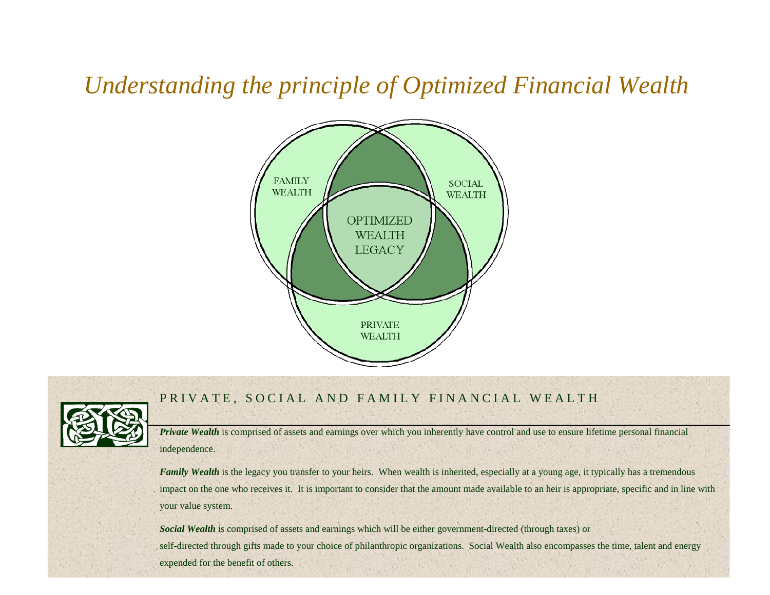# *Understanding the principle of Optimized Financial Wealth*

FAMILY WEALTH

SOCIAL WEALTH

OPTIMIZED WEALTH LEGACY

PRIVATE WEALTH

## PRIVATE, SOCIAL AND FAMILY FINANCIAL WEALTH

***Private Wealth*** is comprised of assets and earnings over which you inherently have control and use to ensure lifetime personal financial independence.

***Family Wealth*** is the legacy you transfer to your heirs. When wealth is inherited, especially at a young age, it typically has a tremendous impact on the one who receives it. It is important to consider that the amount made available to an heir is appropriate, specific and in line with your value system.

***Social Wealth*** is comprised of assets and earnings which will be either government-directed (through taxes) or self-directed through gifts made to your choice of philanthropic organizations. Social Wealth also encompasses the time, talent and energy expended for the benefit of others.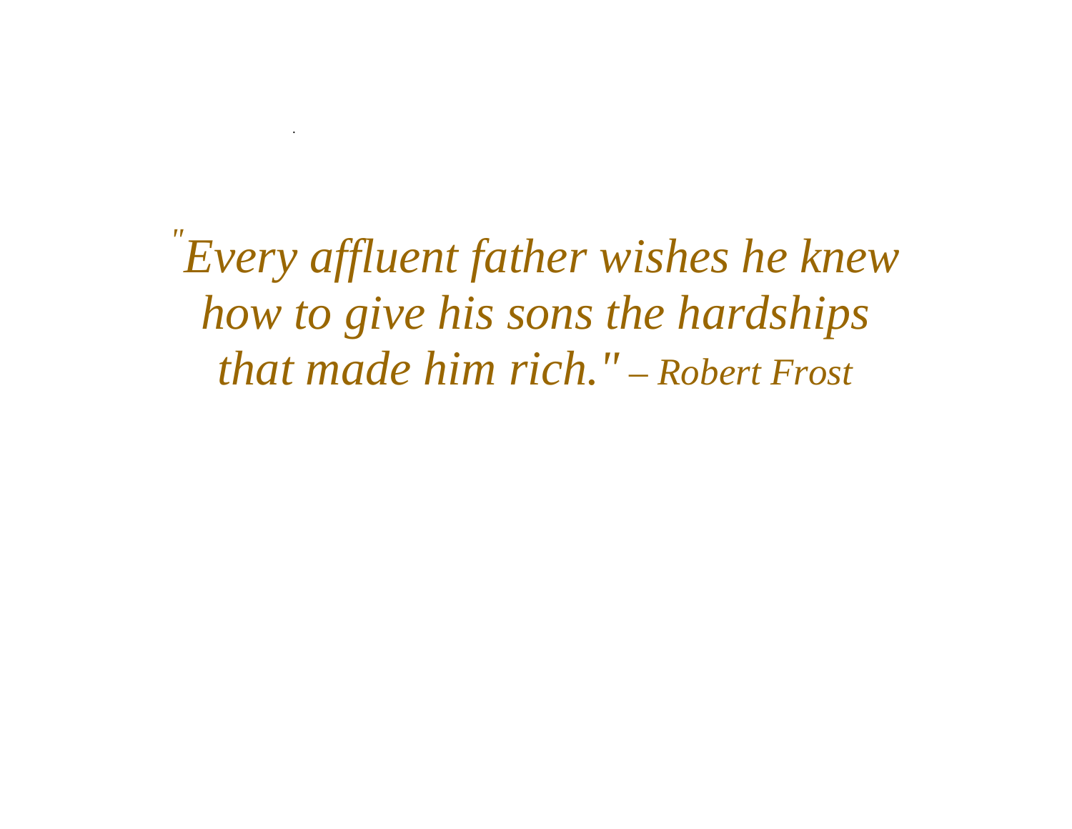*"Every affluent father wishes he knew how to give his sons the hardships that made him rich." – Robert Frost*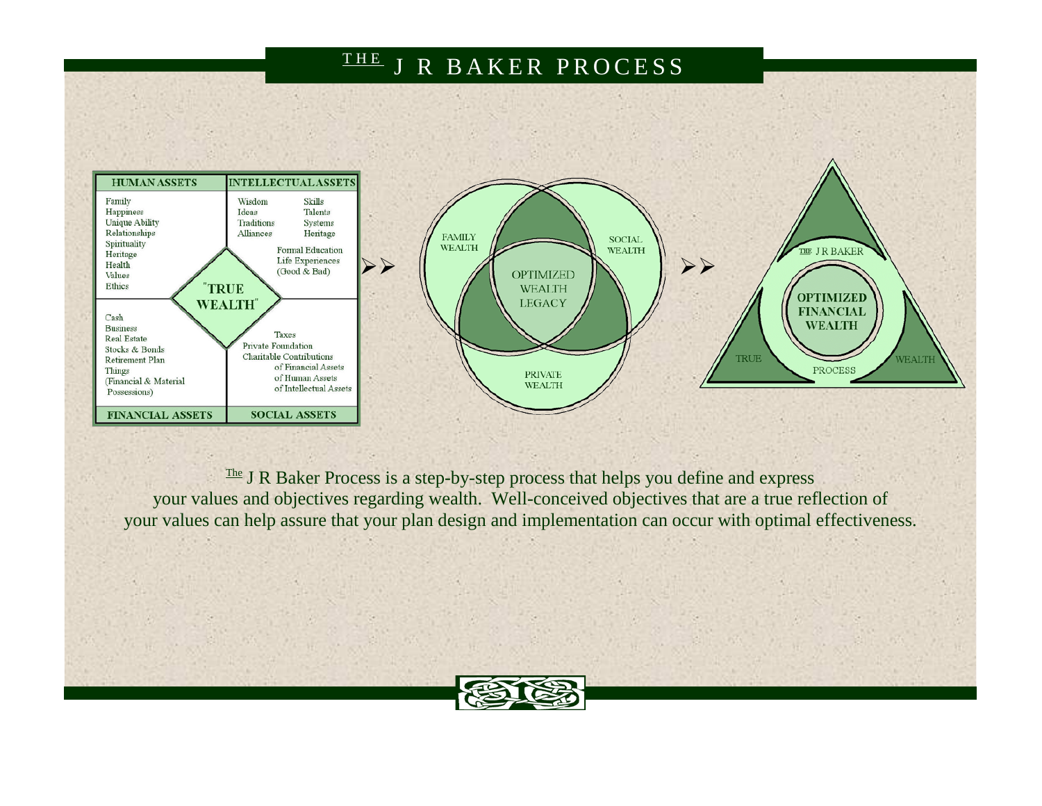# THE J R BAKER PROCESS

| HUMAN ASSETS | INTELLECTUAL ASSETS |
| --- | --- |
| Family, Happiness, Unique Ability, Relationships, Spirituality, Heritage, Health, Values, Ethics | Wisdom, Ideas, Traditions, Alliances, Skills, Talents, Systems, Heritage, Formal Education, Life Experiences (Good & Bad) |
| Cash, Business, Real Estate, Stocks & Bonds, Retirement Plan, Things (Financial & Material Possessions) | Taxes, Private Foundation, Charitable Contributions of Financial Assets of Human Assets of Intellectual Assets |
| FINANCIAL ASSETS | SOCIAL ASSETS |

"TRUE WEALTH"

➢➢

FAMILY WEALTH — SOCIAL WEALTH — PRIVATE WEALTH — OPTIMIZED WEALTH LEGACY

➢➢

THE J R BAKER — TRUE — PROCESS — WEALTH — OPTIMIZED FINANCIAL WEALTH

The J R Baker Process is a step-by-step process that helps you define and express your values and objectives regarding wealth. Well-conceived objectives that are a true reflection of your values can help assure that your plan design and implementation can occur with optimal effectiveness.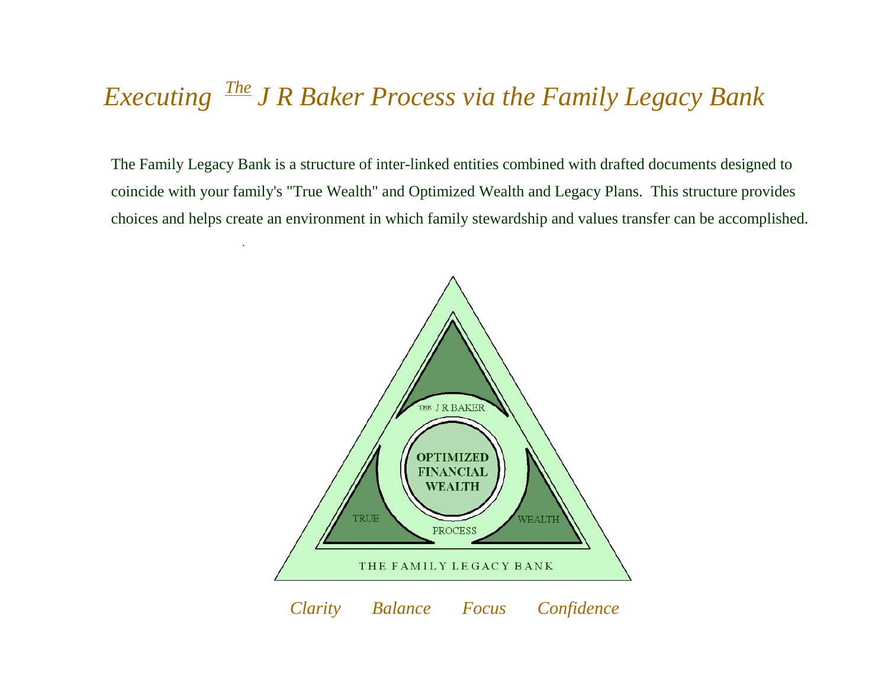# *Executing The J R Baker Process via the Family Legacy Bank*

The Family Legacy Bank is a structure of inter-linked entities combined with drafted documents designed to coincide with your family's "True Wealth" and Optimized Wealth and Legacy Plans. This structure provides choices and helps create an environment in which family stewardship and values transfer can be accomplished.

THE J R BAKER

**OPTIMIZED FINANCIAL WEALTH**

TRUE PROCESS WEALTH

THE FAMILY LEGACY BANK

*Clarity Balance Focus Confidence*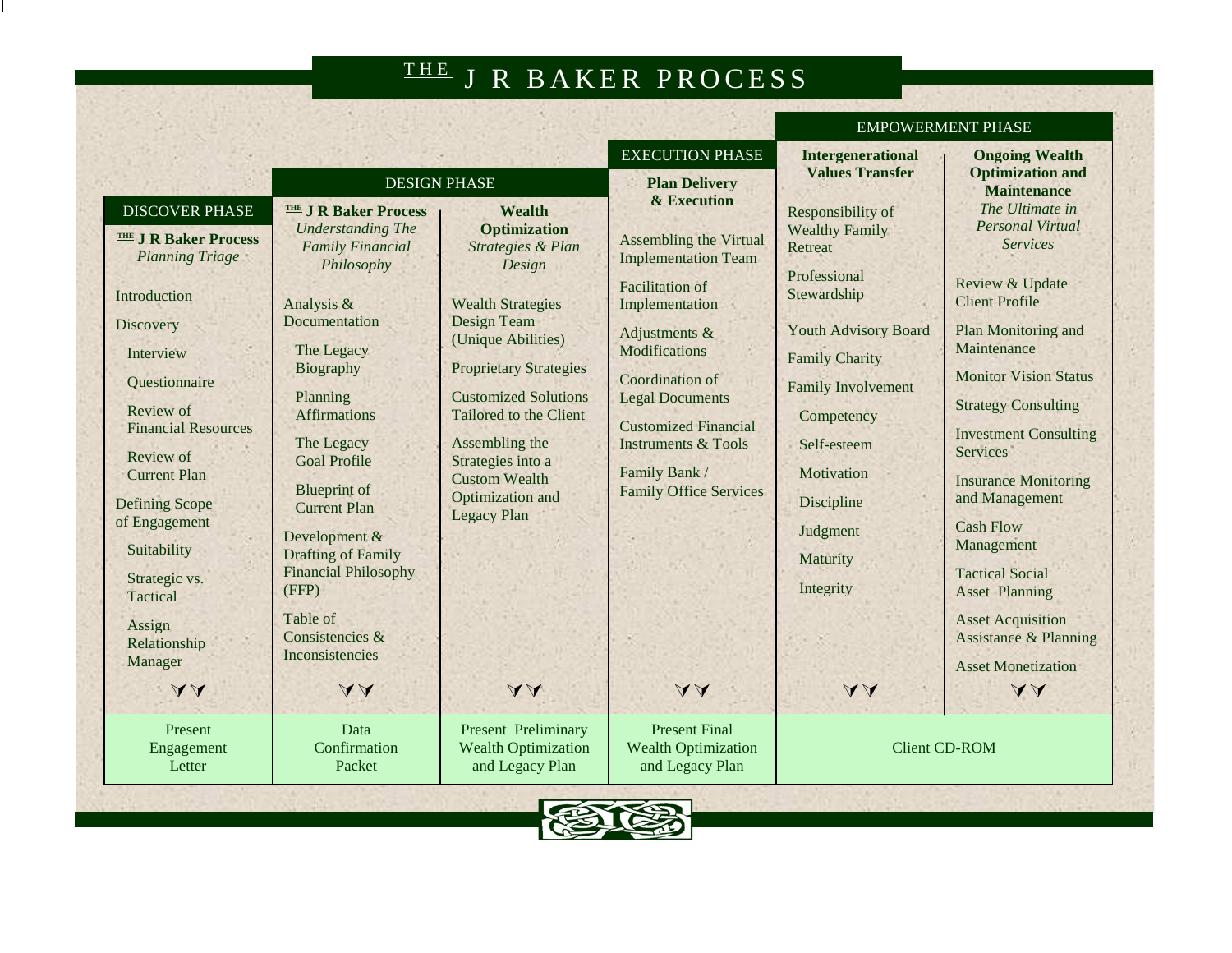# THE J R BAKER PROCESS

| DISCOVER PHASE | DESIGN PHASE | | EXECUTION PHASE | EMPOWERMENT PHASE | |
|---|---|---|---|---|---|
| **THE J R Baker Process** *Planning Triage* | **THE J R Baker Process** *Understanding The Family Financial Philosophy* | **Wealth Optimization** *Strategies & Plan Design* | **Plan Delivery & Execution** | **Intergenerational Values Transfer** | **Ongoing Wealth Optimization and Maintenance** *The Ultimate in Personal Virtual Services* |
| Introduction<br>Discovery<br>Interview<br>Questionnaire<br>Review of Financial Resources<br>Review of Current Plan<br>Defining Scope of Engagement<br>Suitability<br>Strategic vs. Tactical<br>Assign Relationship Manager | Analysis & Documentation<br>The Legacy Biography<br>Planning Affirmations<br>The Legacy Goal Profile<br>Blueprint of Current Plan<br>Development & Drafting of Family Financial Philosophy (FFP)<br>Table of Consistencies & Inconsistencies | Wealth Strategies Design Team (Unique Abilities)<br>Proprietary Strategies<br>Customized Solutions Tailored to the Client<br>Assembling the Strategies into a Custom Wealth Optimization and Legacy Plan | Assembling the Virtual Implementation Team<br>Facilitation of Implementation<br>Adjustments & Modifications<br>Coordination of Legal Documents<br>Customized Financial Instruments & Tools<br>Family Bank / Family Office Services | Responsibility of Wealthy Family Retreat<br>Professional Stewardship<br>Youth Advisory Board<br>Family Charity<br>Family Involvement<br>Competency<br>Self-esteem<br>Motivation<br>Discipline<br>Judgment<br>Maturity<br>Integrity | Review & Update Client Profile<br>Plan Monitoring and Maintenance<br>Monitor Vision Status<br>Strategy Consulting<br>Investment Consulting Services<br>Insurance Monitoring and Management<br>Cash Flow Management<br>Tactical Social Asset Planning<br>Asset Acquisition Assistance & Planning<br>Asset Monetization |
| Present Engagement Letter | Data Confirmation Packet | Present Preliminary Wealth Optimization and Legacy Plan | Present Final Wealth Optimization and Legacy Plan | Client CD-ROM | |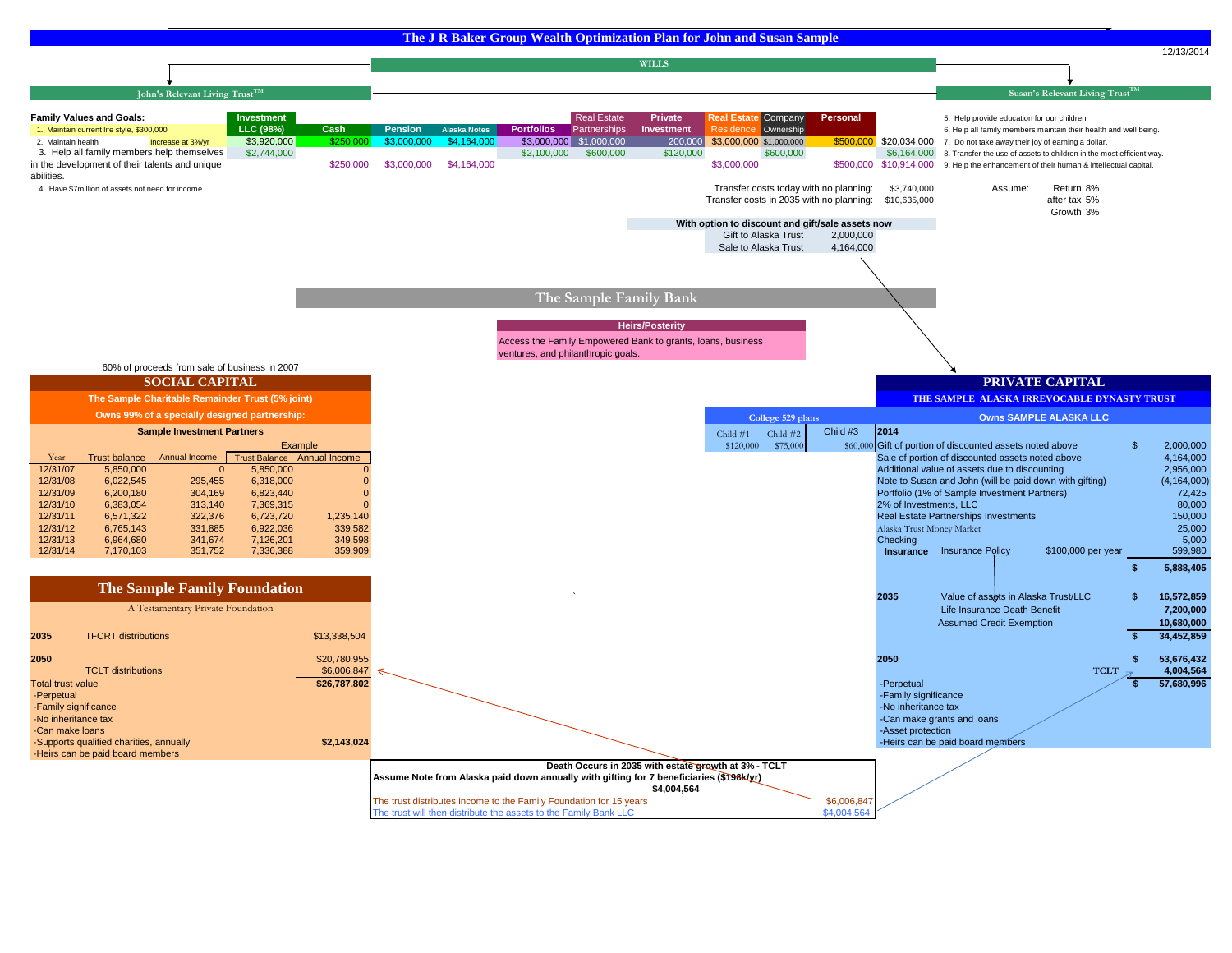# The J R Baker Group Wealth Optimization Plan for John and Susan Sample

12/13/2014

**WILLS**

**John's Relevant Living Trust[TM]** | **Susan's Relevant Living Trust[TM]**

**Family Values and Goals:**

1. Maintain current life style, $300,000
2. Maintain health — Increase at 3%/yr
3. Help all family members help themselves in the development of their talents and unique abilities.
4. Have $7million of assets not need for income
5. Help provide education for our children
6. Help all family members maintain their health and well being.
7. Do not take away their joy of earning a dollar.
8. Transfer the use of assets to children in the most efficient way.
9. Help the enhancement of their human & intellectual capital.

| Investment LLC (98%) | Cash | Pension | Alaska Notes | Portfolios | Real Estate Partnerships | Private Investment | Real Estate Residence | Company Ownership | Personal | |
|---|---|---|---|---|---|---|---|---|---|---|
| $3,920,000 | $250,000 | $3,000,000 | $4,164,000 | $3,000,000 | $1,000,000 | 200,000 | $3,000,000 | $1,000,000 | $500,000 | $20,034,000 |
| $2,744,000 | | | | $2,100,000 | $600,000 | $120,000 | | $600,000 | | $6,164,000 |
| | $250,000 | $3,000,000 | $4,164,000 | | | | $3,000,000 | | $500,000 | $10,914,000 |

Transfer costs today with no planning: $3,740,000
Transfer costs in 2035 with no planning: $10,635,000

Assume: Return 8%, after tax 5%, Growth 3%

**With option to discount and gift/sale assets now**

| | |
|---|---|
| Gift to Alaska Trust | 2,000,000 |
| Sale to Alaska Trust | 4,164,000 |

## The Sample Family Bank

**Heirs/Posterity**

Access the Family Empowered Bank to grants, loans, business ventures, and philanthropic goals.

60% of proceeds from sale of business in 2007

## SOCIAL CAPITAL

**The Sample Charitable Remainder Trust (5% joint)**

**Owns 99% of a specially designed partnership:**

**Sample Investment Partners**

| Year | Trust balance | Annual Income | Example Trust Balance | Example Annual Income |
|---|---|---|---|---|
| 12/31/07 | 5,850,000 | 0 | 5,850,000 | 0 |
| 12/31/08 | 6,022,545 | 295,455 | 6,318,000 | 0 |
| 12/31/09 | 6,200,180 | 304,169 | 6,823,440 | 0 |
| 12/31/10 | 6,383,054 | 313,140 | 7,369,315 | 0 |
| 12/31/11 | 6,571,322 | 322,376 | 6,723,720 | 1,235,140 |
| 12/31/12 | 6,765,143 | 331,885 | 6,922,036 | 339,582 |
| 12/31/13 | 6,964,680 | 341,674 | 7,126,201 | 349,598 |
| 12/31/14 | 7,170,103 | 351,752 | 7,336,388 | 359,909 |

## The Sample Family Foundation

A Testamentary Private Foundation

| | | |
|---|---|---|
| **2035** | TFCRT distributions | $13,338,504 |
| **2050** | | $20,780,955 |
| | TCLT distributions | $6,006,847 |
| Total trust value | | **$26,787,802** |

- -Perpetual
- -Family significance
- -No inheritance tax
- -Can make loans
- -Supports qualified charities, annually — **$2,143,024**
- -Heirs can be paid board members

**College 529 plans**

| Child #1 | Child #2 | Child #3 |
|---|---|---|
| $120,000 | $75,000 | $60,000 |

## PRIVATE CAPITAL

**THE SAMPLE ALASKA IRREVOCABLE DYNASTY TRUST**

**Owns SAMPLE ALASKA LLC**

| **2014** | |
|---|---|
| Gift of portion of discounted assets noted above | $ 2,000,000 |
| Sale of portion of discounted assets noted above | 4,164,000 |
| Additional value of assets due to discounting | 2,956,000 |
| Note to Susan and John (will be paid down with gifting) | (4,164,000) |
| Portfolio (1% of Sample Investment Partners) | 72,425 |
| 2% of Investments, LLC | 80,000 |
| Real Estate Partnerships Investments | 150,000 |
| Alaska Trust Money Market | 25,000 |
| Checking | 5,000 |
| **Insurance** — Insurance Policy — $100,000 per year | 599,980 |
| | **$ 5,888,405** |

| | | |
|---|---|---|
| **2035** | Value of assets in Alaska Trust/LLC | **$ 16,572,859** |
| | Life Insurance Death Benefit | **7,200,000** |
| | Assumed Credit Exemption | **10,680,000** |
| | | **$ 34,452,859** |
| **2050** | | **$ 53,676,432** |
| | **TCLT** | **4,004,564** |
| | | **$ 57,680,996** |

- -Perpetual
- -Family significance
- -No inheritance tax
- -Can make grants and loans
- -Asset protection
- -Heirs can be paid board members

**Death Occurs in 2035 with estate growth at 3% - TCLT**

**Assume Note from Alaska paid down annually with gifting for 7 beneficiaries ($196k/yr)**

**$4,004,564**

| | |
|---|---|
| The trust distributes income to the Family Foundation for 15 years | $6,006,847 |
| The trust will then distribute the assets to the Family Bank LLC | $4,004,564 |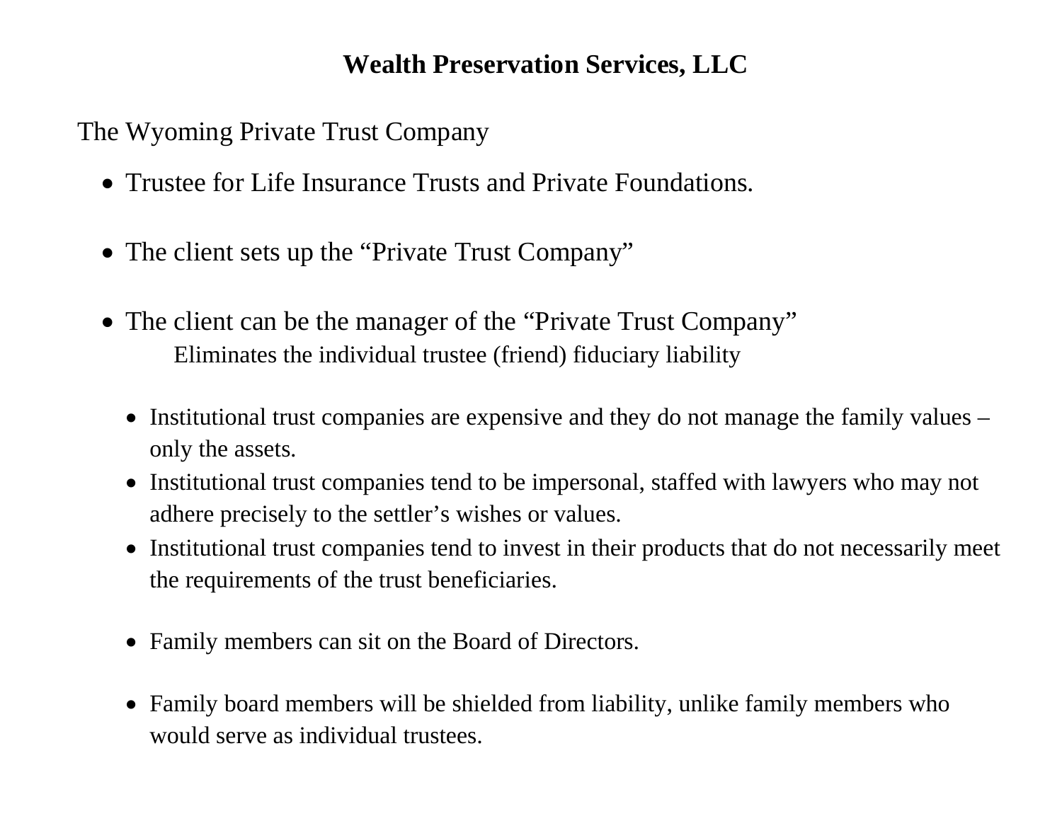# Wealth Preservation Services, LLC

The Wyoming Private Trust Company

- Trustee for Life Insurance Trusts and Private Foundations.

- The client sets up the "Private Trust Company"

- The client can be the manager of the "Private Trust Company"
  
  Eliminates the individual trustee (friend) fiduciary liability

  - Institutional trust companies are expensive and they do not manage the family values – only the assets.
  - Institutional trust companies tend to be impersonal, staffed with lawyers who may not adhere precisely to the settler's wishes or values.
  - Institutional trust companies tend to invest in their products that do not necessarily meet the requirements of the trust beneficiaries.

  - Family members can sit on the Board of Directors.

  - Family board members will be shielded from liability, unlike family members who would serve as individual trustees.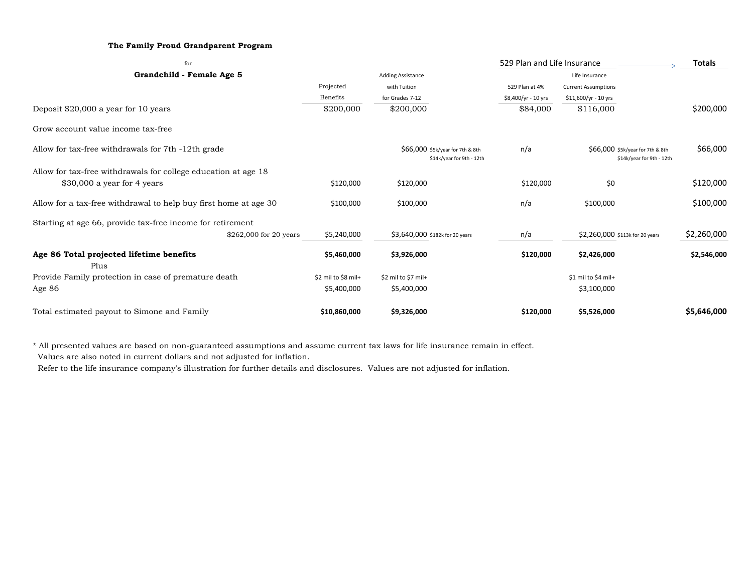**The Family Proud Grandparent Program**

for

**Grandchild - Female Age 5**

| | Projected Benefits | Adding Assistance with Tuition for Grades 7-12 | | 529 Plan and Life Insurance: 529 Plan at 4% $8,400/yr - 10 yrs | Life Insurance Current Assumptions $11,600/yr - 10 yrs | | **Totals** |
|---|---|---|---|---|---|---|---|
| Deposit $20,000 a year for 10 years | $200,000 | $200,000 | | $84,000 | $116,000 | | $200,000 |
| Grow account value income tax-free | | | | | | | |
| Allow for tax-free withdrawals for 7th -12th grade | | $66,000 | $5k/year for 7th & 8th $14k/year for 9th - 12th | n/a | $66,000 | $5k/year for 7th & 8th $14k/year for 9th - 12th | $66,000 |
| Allow for tax-free withdrawals for college education at age 18 $30,000 a year for 4 years | $120,000 | $120,000 | | $120,000 | $0 | | $120,000 |
| Allow for a tax-free withdrawal to help buy first home at age 30 | $100,000 | $100,000 | | n/a | $100,000 | | $100,000 |
| Starting at age 66, provide tax-free income for retirement $262,000 for 20 years | $5,240,000 | $3,640,000 | $182k for 20 years | n/a | $2,260,000 | $113k for 20 years | $2,260,000 |
| **Age 86 Total projected lifetime benefits** | **$5,460,000** | **$3,926,000** | | **$120,000** | **$2,426,000** | | **$2,546,000** |
| Plus | | | | | | | |
| Provide Family protection in case of premature death | $2 mil to $8 mil+ | $2 mil to $7 mil+ | | | $1 mil to $4 mil+ | | |
| Age 86 | $5,400,000 | $5,400,000 | | | $3,100,000 | | |
| Total estimated payout to Simone and Family | **$10,860,000** | **$9,326,000** | | **$120,000** | **$5,526,000** | | **$5,646,000** |

\* All presented values are based on non-guaranteed assumptions and assume current tax laws for life insurance remain in effect.
Values are also noted in current dollars and not adjusted for inflation.
Refer to the life insurance company's illustration for further details and disclosures. Values are not adjusted for inflation.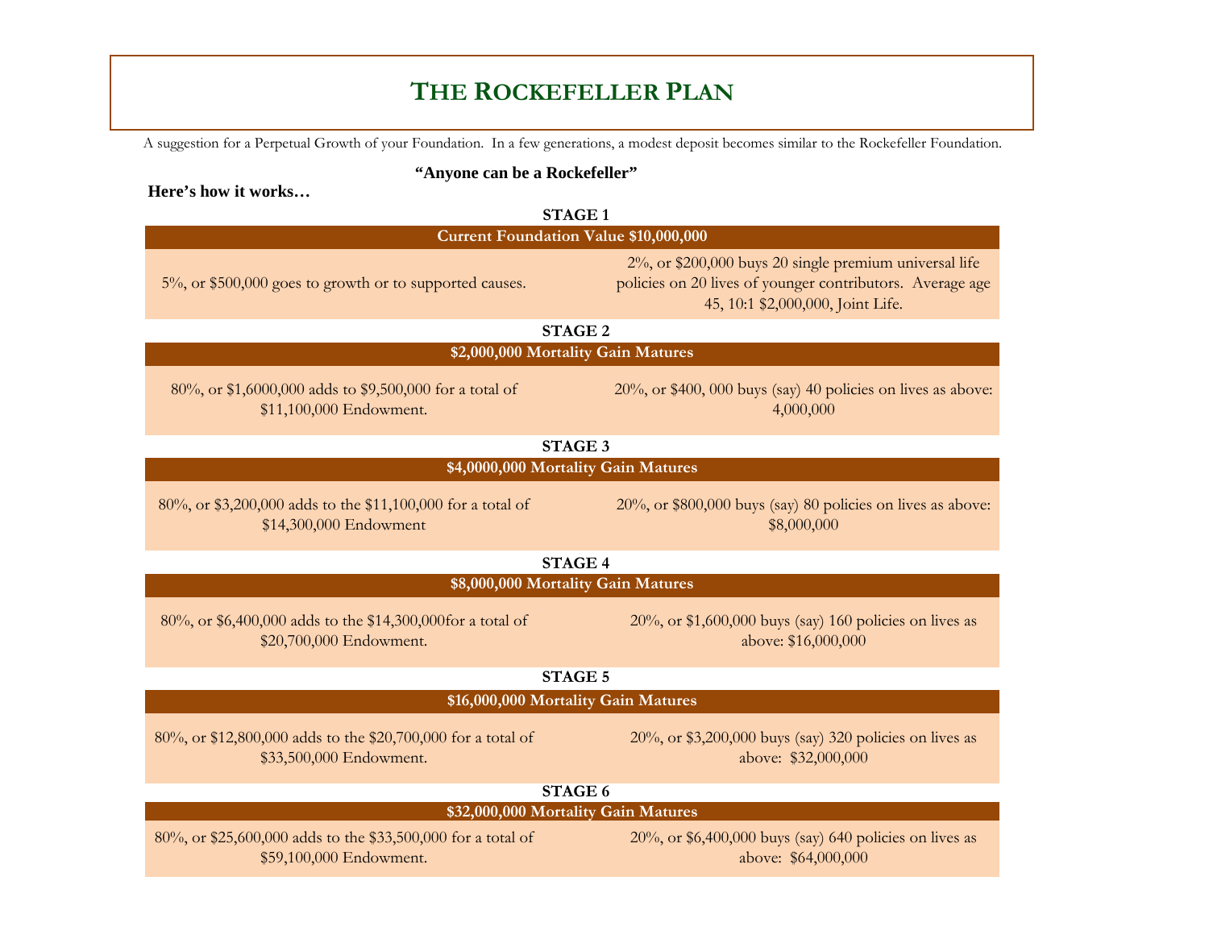# THE ROCKEFELLER PLAN

A suggestion for a Perpetual Growth of your Foundation. In a few generations, a modest deposit becomes similar to the Rockefeller Foundation.

**"Anyone can be a Rockefeller"**

**Here's how it works…**

**STAGE 1**

| Current Foundation Value $10,000,000 | |
|---|---|
| 5%, or $500,000 goes to growth or to supported causes. | 2%, or $200,000 buys 20 single premium universal life policies on 20 lives of younger contributors. Average age 45, 10:1 $2,000,000, Joint Life. |

**STAGE 2**

| $2,000,000 Mortality Gain Matures | |
|---|---|
| 80%, or $1,6000,000 adds to $9,500,000 for a total of $11,100,000 Endowment. | 20%, or $400, 000 buys (say) 40 policies on lives as above: 4,000,000 |

**STAGE 3**

| $4,0000,000 Mortality Gain Matures | |
|---|---|
| 80%, or $3,200,000 adds to the $11,100,000 for a total of $14,300,000 Endowment | 20%, or $800,000 buys (say) 80 policies on lives as above: $8,000,000 |

**STAGE 4**

| $8,000,000 Mortality Gain Matures | |
|---|---|
| 80%, or $6,400,000 adds to the $14,300,000for a total of $20,700,000 Endowment. | 20%, or $1,600,000 buys (say) 160 policies on lives as above: $16,000,000 |

**STAGE 5**

| $16,000,000 Mortality Gain Matures | |
|---|---|
| 80%, or $12,800,000 adds to the $20,700,000 for a total of $33,500,000 Endowment. | 20%, or $3,200,000 buys (say) 320 policies on lives as above: $32,000,000 |

**STAGE 6**

| $32,000,000 Mortality Gain Matures | |
|---|---|
| 80%, or $25,600,000 adds to the $33,500,000 for a total of $59,100,000 Endowment. | 20%, or $6,400,000 buys (say) 640 policies on lives as above: $64,000,000 |